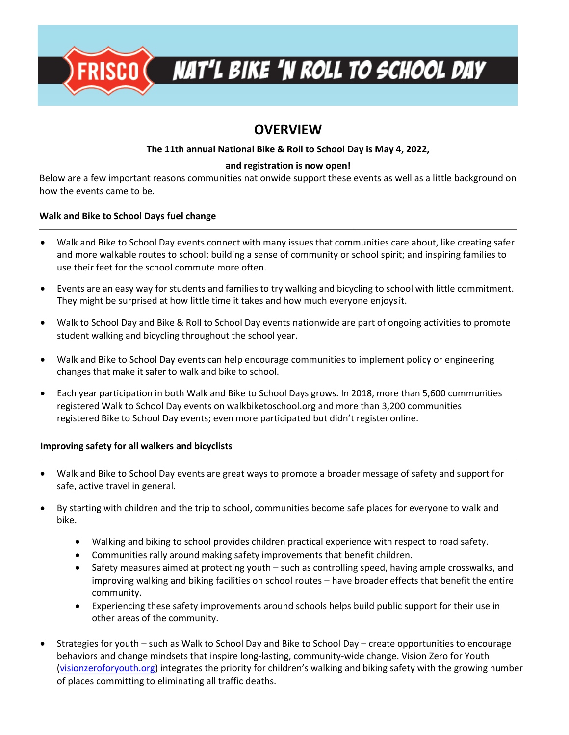FRISCO NAT'L BIKE 'N ROLL TO SCHOOL DAY

# OVERVIEW

**The 11th annual National Bike & Roll to School Day is May 4, 2022,**

**and registration is now open!**

Below are a few important reasons communities nationwide support these events as well as a little background on how the events came to be.

### Walk and Bike to School Days fuel change

- Walk and Bike to School Day events connect with many issues that communities care about, like creating safer and more walkable routes to school; building a sense of community or school spirit; and inspiring families to use their feet for the school commute more often.
- Events are an easy way for students and families to try walking and bicycling to school with little commitment. They might be surprised at how little time it takes and how much everyone enjoys it.
- Walk to School Day and Bike & Roll to School Day events nationwide are part of ongoing activities to promote student walking and bicycling throughout the school year.
- Walk and Bike to School Day events can help encourage communities to implement policy or engineering changes that make it safer to walk and bike to school.
- Each year participation in both Walk and Bike to School Days grows. In 2018, more than 5,600 communities registered Walk to School Day events on walkbiketoschool.org and more than 3,200 communities registered Bike to School Day events; even more participated but didn't register online.

### Improving safety for all walkers and bicyclists

- Walk and Bike to School Day events are great ways to promote a broader message of safety and support for safe, active travel in general.
- By starting with children and the trip to school, communities become safe places for everyone to walk and bike.
  - Walking and biking to school provides children practical experience with respect to road safety.
  - Communities rally around making safety improvements that benefit children.
  - Safety measures aimed at protecting youth – such as controlling speed, having ample crosswalks, and improving walking and biking facilities on school routes – have broader effects that benefit the entire community.
  - Experiencing these safety improvements around schools helps build public support for their use in other areas of the community.
- Strategies for youth – such as Walk to School Day and Bike to School Day – create opportunities to encourage behaviors and change mindsets that inspire long-lasting, community-wide change. Vision Zero for Youth (visionzeroforyouth.org) integrates the priority for children's walking and biking safety with the growing number of places committing to eliminating all traffic deaths.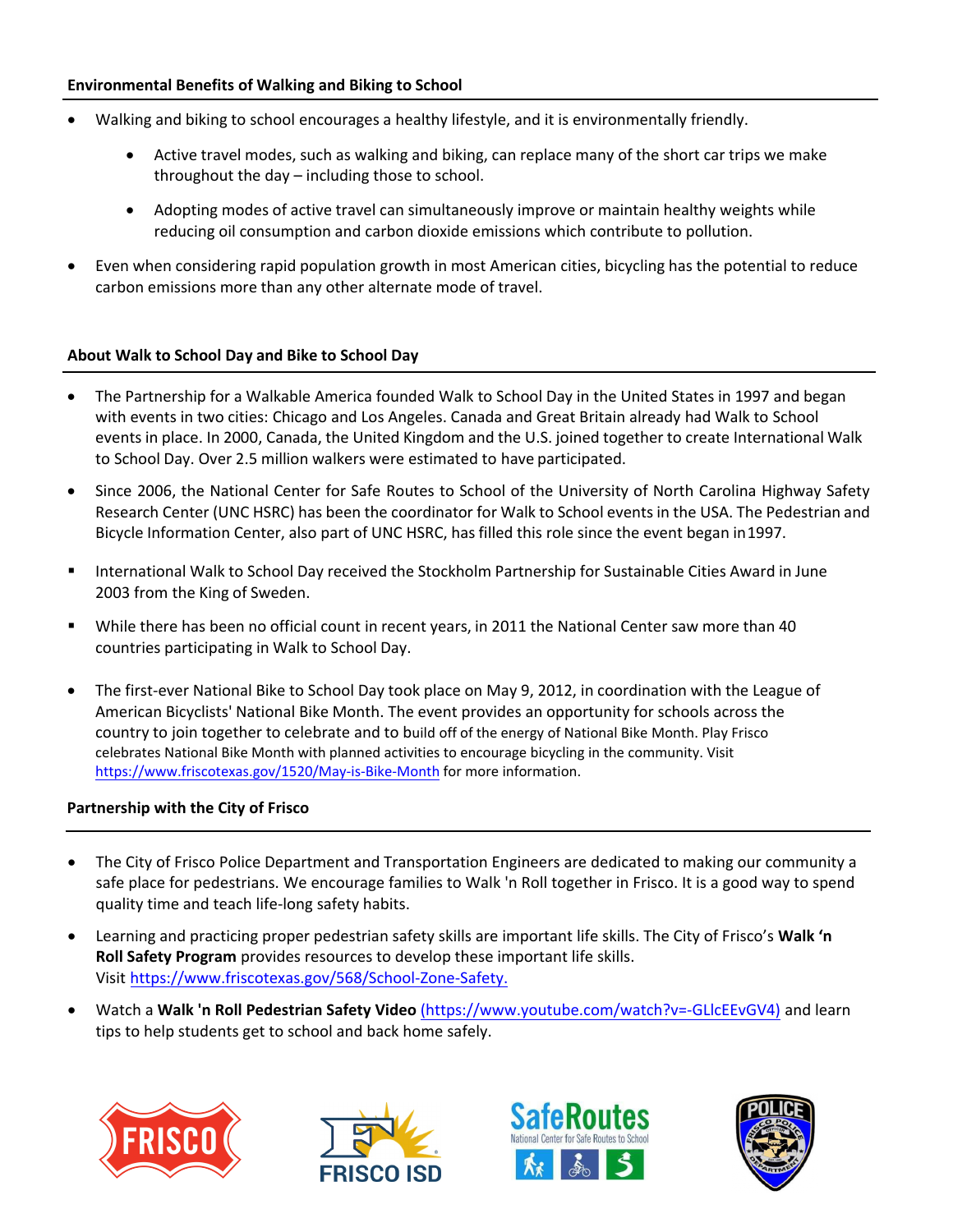## Environmental Benefits of Walking and Biking to School

- Walking and biking to school encourages a healthy lifestyle, and it is environmentally friendly.
  - Active travel modes, such as walking and biking, can replace many of the short car trips we make throughout the day – including those to school.
  - Adopting modes of active travel can simultaneously improve or maintain healthy weights while reducing oil consumption and carbon dioxide emissions which contribute to pollution.
- Even when considering rapid population growth in most American cities, bicycling has the potential to reduce carbon emissions more than any other alternate mode of travel.

## About Walk to School Day and Bike to School Day

- The Partnership for a Walkable America founded Walk to School Day in the United States in 1997 and began with events in two cities: Chicago and Los Angeles. Canada and Great Britain already had Walk to School events in place. In 2000, Canada, the United Kingdom and the U.S. joined together to create International Walk to School Day. Over 2.5 million walkers were estimated to have participated.
- Since 2006, the National Center for Safe Routes to School of the University of North Carolina Highway Safety Research Center (UNC HSRC) has been the coordinator for Walk to School events in the USA. The Pedestrian and Bicycle Information Center, also part of UNC HSRC, has filled this role since the event began in 1997.
- International Walk to School Day received the Stockholm Partnership for Sustainable Cities Award in June 2003 from the King of Sweden.
- While there has been no official count in recent years, in 2011 the National Center saw more than 40 countries participating in Walk to School Day.
- The first-ever National Bike to School Day took place on May 9, 2012, in coordination with the League of American Bicyclists' National Bike Month. The event provides an opportunity for schools across the country to join together to celebrate and to build off of the energy of National Bike Month. Play Frisco celebrates National Bike Month with planned activities to encourage bicycling in the community. Visit https://www.friscotexas.gov/1520/May-is-Bike-Month for more information.

## Partnership with the City of Frisco

- The City of Frisco Police Department and Transportation Engineers are dedicated to making our community a safe place for pedestrians. We encourage families to Walk 'n Roll together in Frisco. It is a good way to spend quality time and teach life-long safety habits.
- Learning and practicing proper pedestrian safety skills are important life skills. The City of Frisco's **Walk 'n Roll Safety Program** provides resources to develop these important life skills. Visit https://www.friscotexas.gov/568/School-Zone-Safety.
- Watch a **Walk 'n Roll Pedestrian Safety Video** (https://www.youtube.com/watch?v=-GLlcEEvGV4) and learn tips to help students get to school and back home safely.